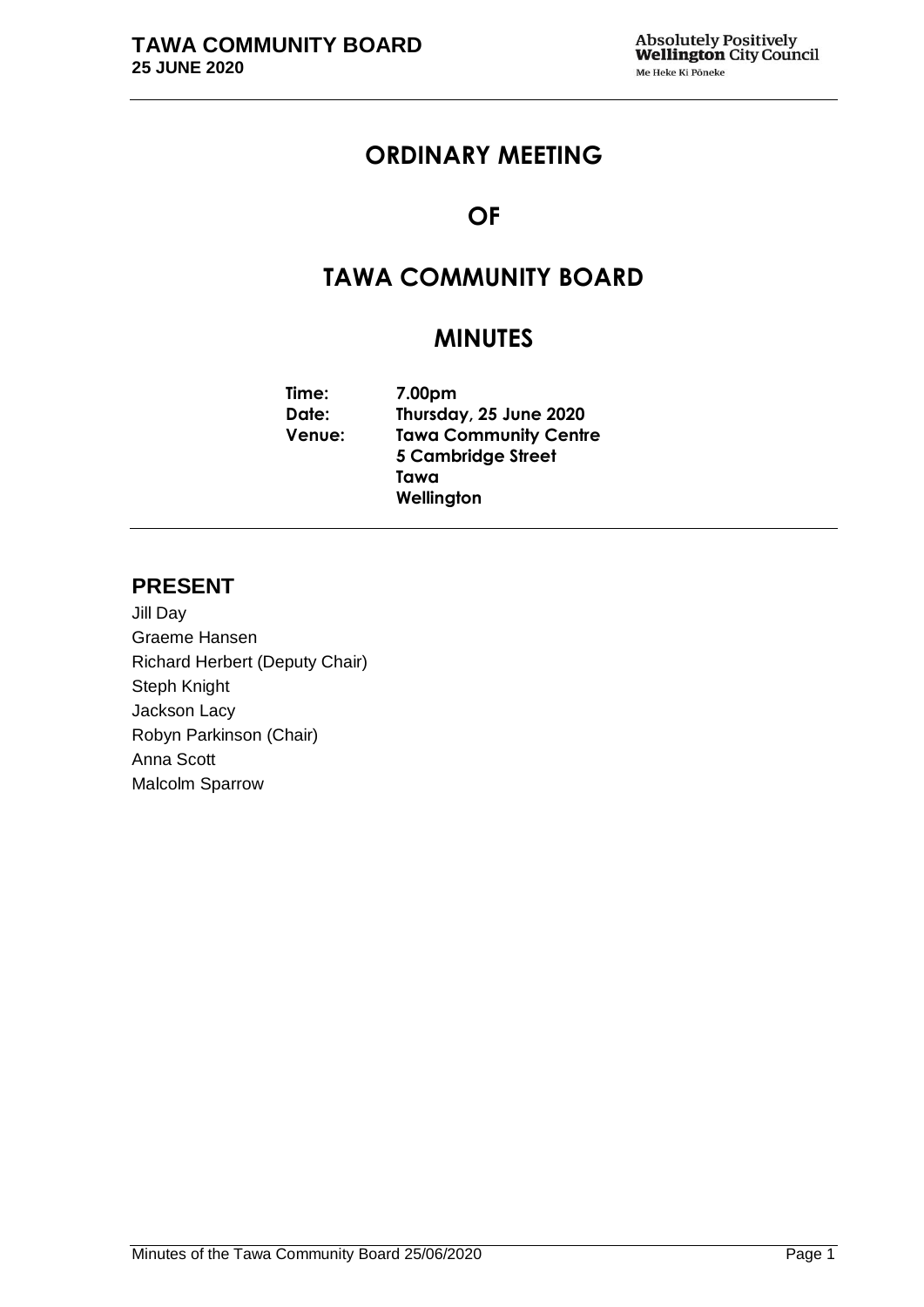# ORDINARY MEETING

# OF

# TAWA COMMUNITY BOARD

# MINUTES

**Time:** 7.00pm
**Date:** Thursday, 25 June 2020
**Venue:** Tawa Community Centre
5 Cambridge Street
Tawa
Wellington

## PRESENT

Jill Day
Graeme Hansen
Richard Herbert (Deputy Chair)
Steph Knight
Jackson Lacy
Robyn Parkinson (Chair)
Anna Scott
Malcolm Sparrow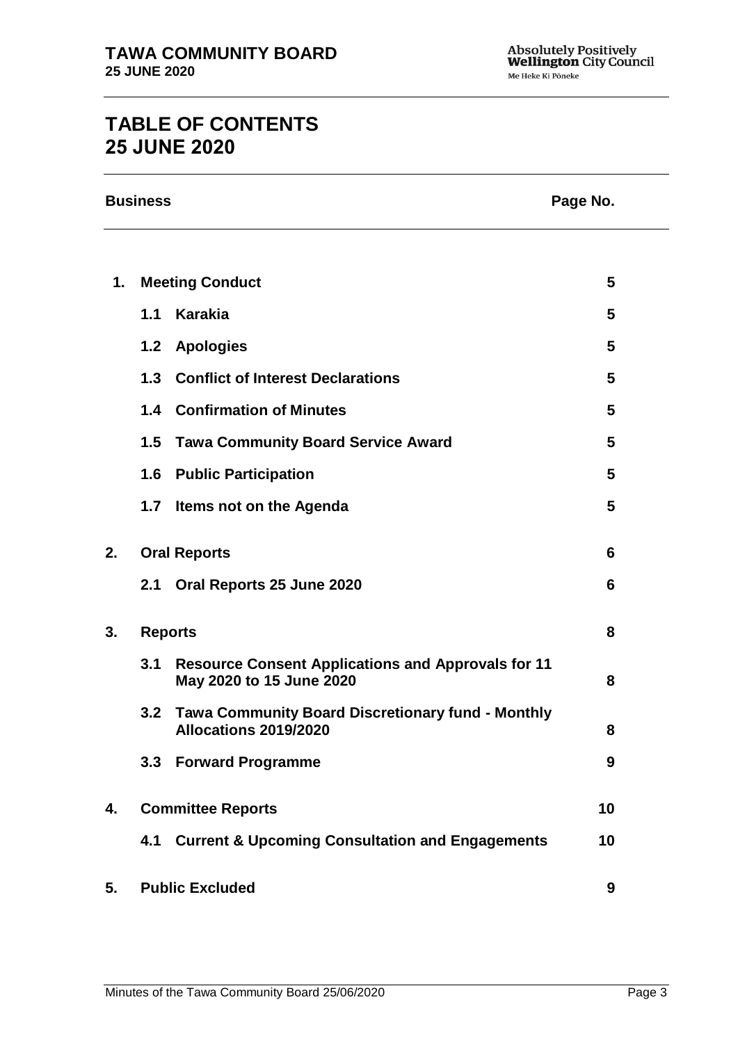# TABLE OF CONTENTS
# 25 JUNE 2020

| Business | | Page No. |
|---|---|---|
| **1.** | **Meeting Conduct** | **5** |
| | **1.1 Karakia** | **5** |
| | **1.2 Apologies** | **5** |
| | **1.3 Conflict of Interest Declarations** | **5** |
| | **1.4 Confirmation of Minutes** | **5** |
| | **1.5 Tawa Community Board Service Award** | **5** |
| | **1.6 Public Participation** | **5** |
| | **1.7 Items not on the Agenda** | **5** |
| **2.** | **Oral Reports** | **6** |
| | **2.1 Oral Reports 25 June 2020** | **6** |
| **3.** | **Reports** | **8** |
| | **3.1 Resource Consent Applications and Approvals for 11 May 2020 to 15 June 2020** | **8** |
| | **3.2 Tawa Community Board Discretionary fund - Monthly Allocations 2019/2020** | **8** |
| | **3.3 Forward Programme** | **9** |
| **4.** | **Committee Reports** | **10** |
| | **4.1 Current & Upcoming Consultation and Engagements** | **10** |
| **5.** | **Public Excluded** | **9** |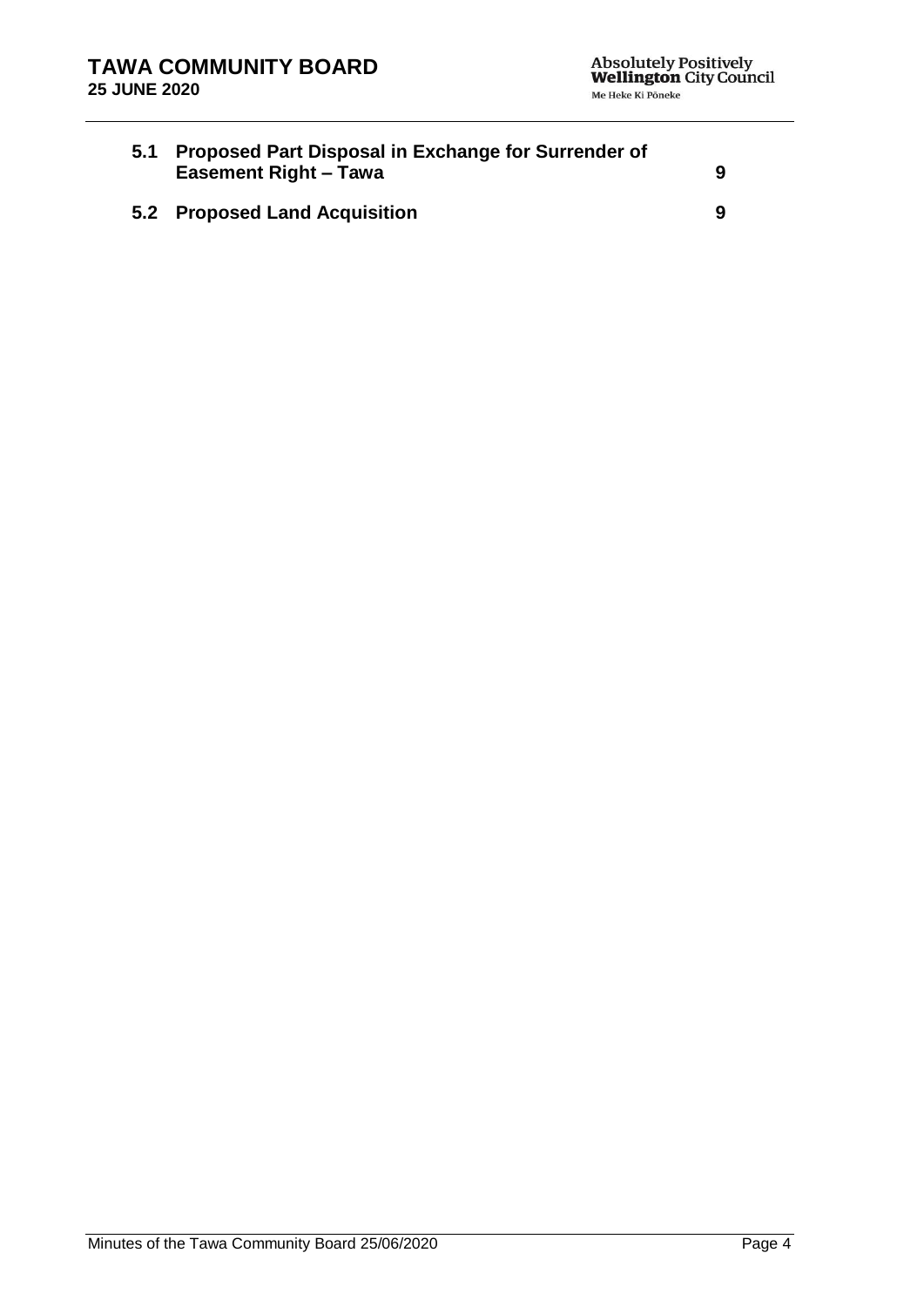| | | |
|---|---|---|
| **5.1** | **Proposed Part Disposal in Exchange for Surrender of Easement Right – Tawa** | **9** |
| **5.2** | **Proposed Land Acquisition** | **9** |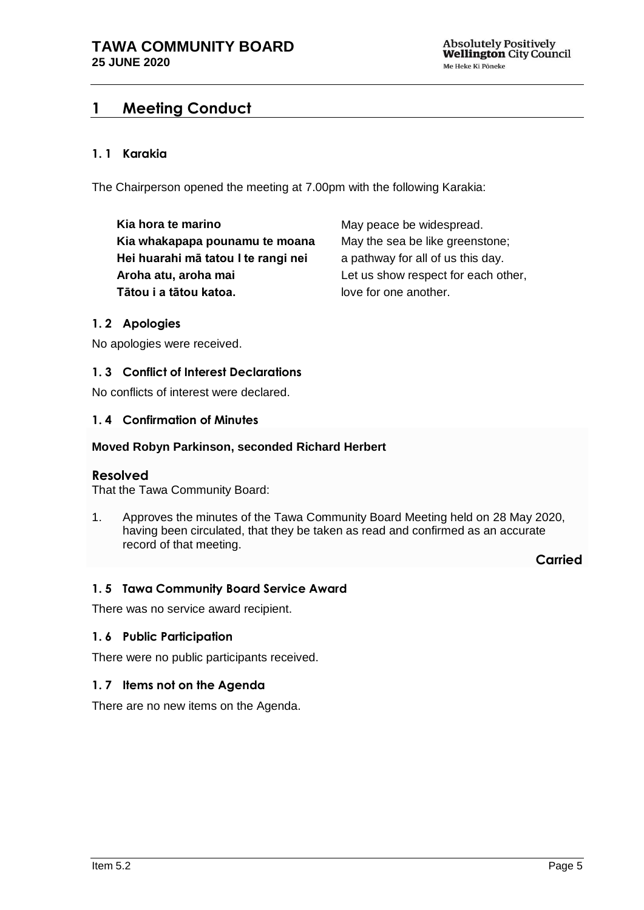# 1 Meeting Conduct

### 1. 1 Karakia

The Chairperson opened the meeting at 7.00pm with the following Karakia:

| | |
|---|---|
| **Kia hora te marino** | May peace be widespread. |
| **Kia whakapapa pounamu te moana** | May the sea be like greenstone; |
| **Hei huarahi mā tatou I te rangi nei** | a pathway for all of us this day. |
| **Aroha atu, aroha mai** | Let us show respect for each other, |
| **Tātou i a tātou katoa.** | love for one another. |

### 1. 2 Apologies

No apologies were received.

### 1. 3 Conflict of Interest Declarations

No conflicts of interest were declared.

### 1. 4 Confirmation of Minutes

**Moved Robyn Parkinson, seconded Richard Herbert**

**Resolved**

That the Tawa Community Board:

1. Approves the minutes of the Tawa Community Board Meeting held on 28 May 2020, having been circulated, that they be taken as read and confirmed as an accurate record of that meeting.

**Carried**

### 1. 5 Tawa Community Board Service Award

There was no service award recipient.

### 1. 6 Public Participation

There were no public participants received.

### 1. 7 Items not on the Agenda

There are no new items on the Agenda.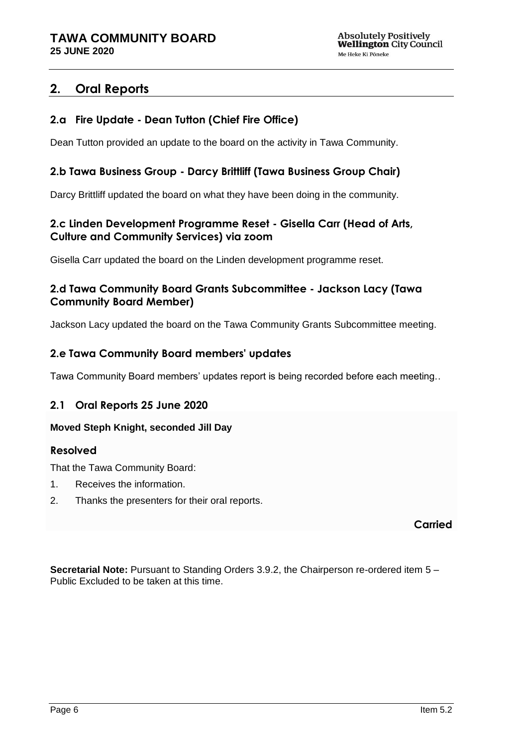## 2. Oral Reports

### 2.a Fire Update - Dean Tutton (Chief Fire Office)

Dean Tutton provided an update to the board on the activity in Tawa Community.

### 2.b Tawa Business Group - Darcy Brittliff (Tawa Business Group Chair)

Darcy Brittliff updated the board on what they have been doing in the community.

### 2.c Linden Development Programme Reset - Gisella Carr (Head of Arts, Culture and Community Services) via zoom

Gisella Carr updated the board on the Linden development programme reset.

### 2.d Tawa Community Board Grants Subcommittee - Jackson Lacy (Tawa Community Board Member)

Jackson Lacy updated the board on the Tawa Community Grants Subcommittee meeting.

### 2.e Tawa Community Board members' updates

Tawa Community Board members' updates report is being recorded before each meeting..

### 2.1 Oral Reports 25 June 2020

**Moved Steph Knight, seconded Jill Day**

#### Resolved

That the Tawa Community Board:

1. Receives the information.
2. Thanks the presenters for their oral reports.

**Carried**

**Secretarial Note:** Pursuant to Standing Orders 3.9.2, the Chairperson re-ordered item 5 – Public Excluded to be taken at this time.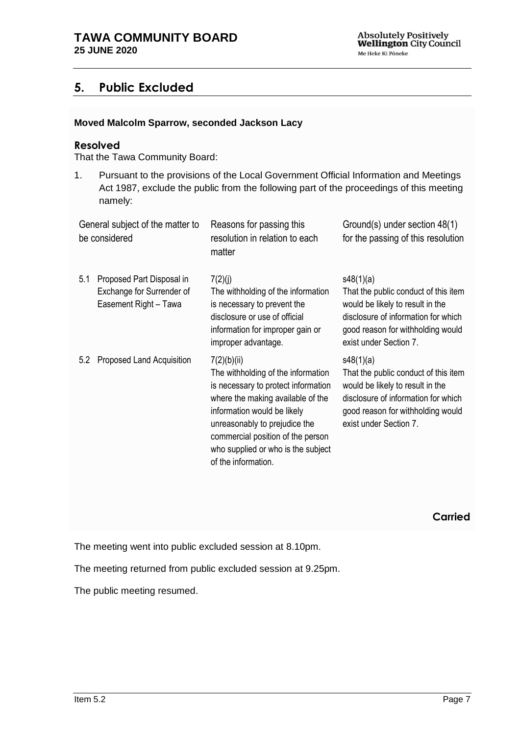## 5. Public Excluded

**Moved Malcolm Sparrow, seconded Jackson Lacy**

### Resolved

That the Tawa Community Board:

1. Pursuant to the provisions of the Local Government Official Information and Meetings Act 1987, exclude the public from the following part of the proceedings of this meeting namely:

| General subject of the matter to be considered | Reasons for passing this resolution in relation to each matter | Ground(s) under section 48(1) for the passing of this resolution |
|---|---|---|
| 5.1 Proposed Part Disposal in Exchange for Surrender of Easement Right – Tawa | 7(2)(j) The withholding of the information is necessary to prevent the disclosure or use of official information for improper gain or improper advantage. | s48(1)(a) That the public conduct of this item would be likely to result in the disclosure of information for which good reason for withholding would exist under Section 7. |
| 5.2 Proposed Land Acquisition | 7(2)(b)(ii) The withholding of the information is necessary to protect information where the making available of the information would be likely unreasonably to prejudice the commercial position of the person who supplied or who is the subject of the information. | s48(1)(a) That the public conduct of this item would be likely to result in the disclosure of information for which good reason for withholding would exist under Section 7. |

**Carried**

The meeting went into public excluded session at 8.10pm.

The meeting returned from public excluded session at 9.25pm.

The public meeting resumed.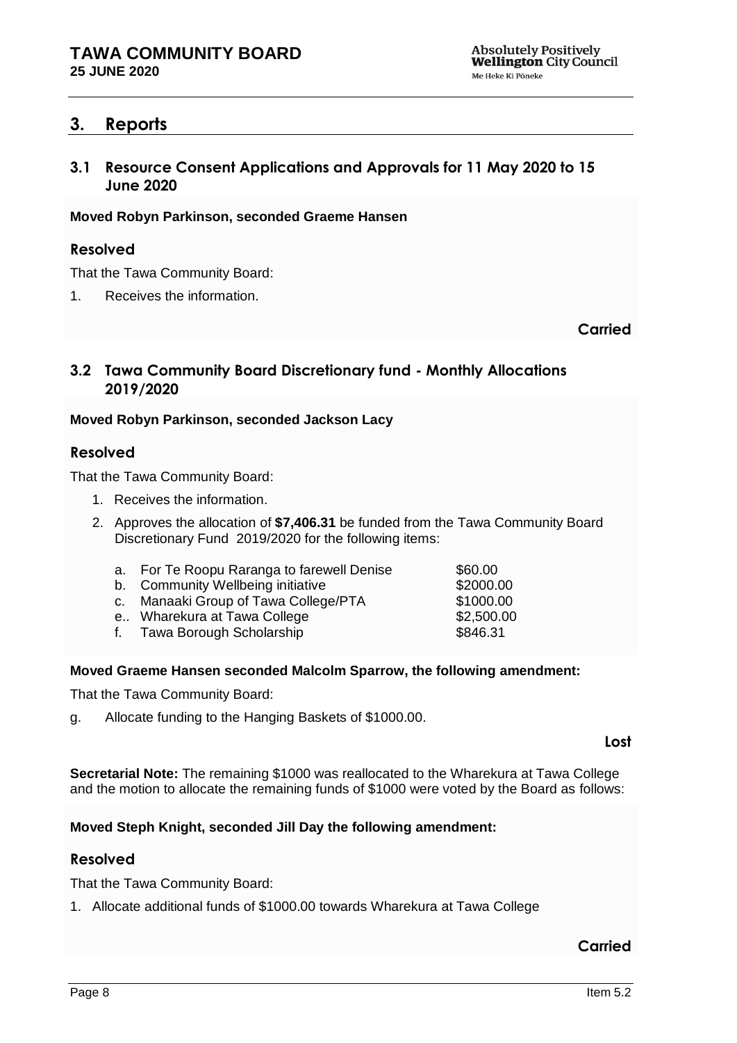# 3. Reports

## 3.1 Resource Consent Applications and Approvals for 11 May 2020 to 15 June 2020

**Moved Robyn Parkinson, seconded Graeme Hansen**

### Resolved

That the Tawa Community Board:

1. Receives the information.

**Carried**

## 3.2 Tawa Community Board Discretionary fund - Monthly Allocations 2019/2020

**Moved Robyn Parkinson, seconded Jackson Lacy**

### Resolved

That the Tawa Community Board:

1. Receives the information.
2. Approves the allocation of **$7,406.31** be funded from the Tawa Community Board Discretionary Fund 2019/2020 for the following items:

| | | |
|---|---|---|
| a. | For Te Roopu Raranga to farewell Denise | $60.00 |
| b. | Community Wellbeing initiative | $2000.00 |
| c. | Manaaki Group of Tawa College/PTA | $1000.00 |
| e.. | Wharekura at Tawa College | $2,500.00 |
| f. | Tawa Borough Scholarship | $846.31 |

**Moved Graeme Hansen seconded Malcolm Sparrow, the following amendment:**

That the Tawa Community Board:

g. Allocate funding to the Hanging Baskets of $1000.00.

**Lost**

**Secretarial Note:** The remaining $1000 was reallocated to the Wharekura at Tawa College and the motion to allocate the remaining funds of $1000 were voted by the Board as follows:

**Moved Steph Knight, seconded Jill Day the following amendment:**

### Resolved

That the Tawa Community Board:

1. Allocate additional funds of $1000.00 towards Wharekura at Tawa College

**Carried**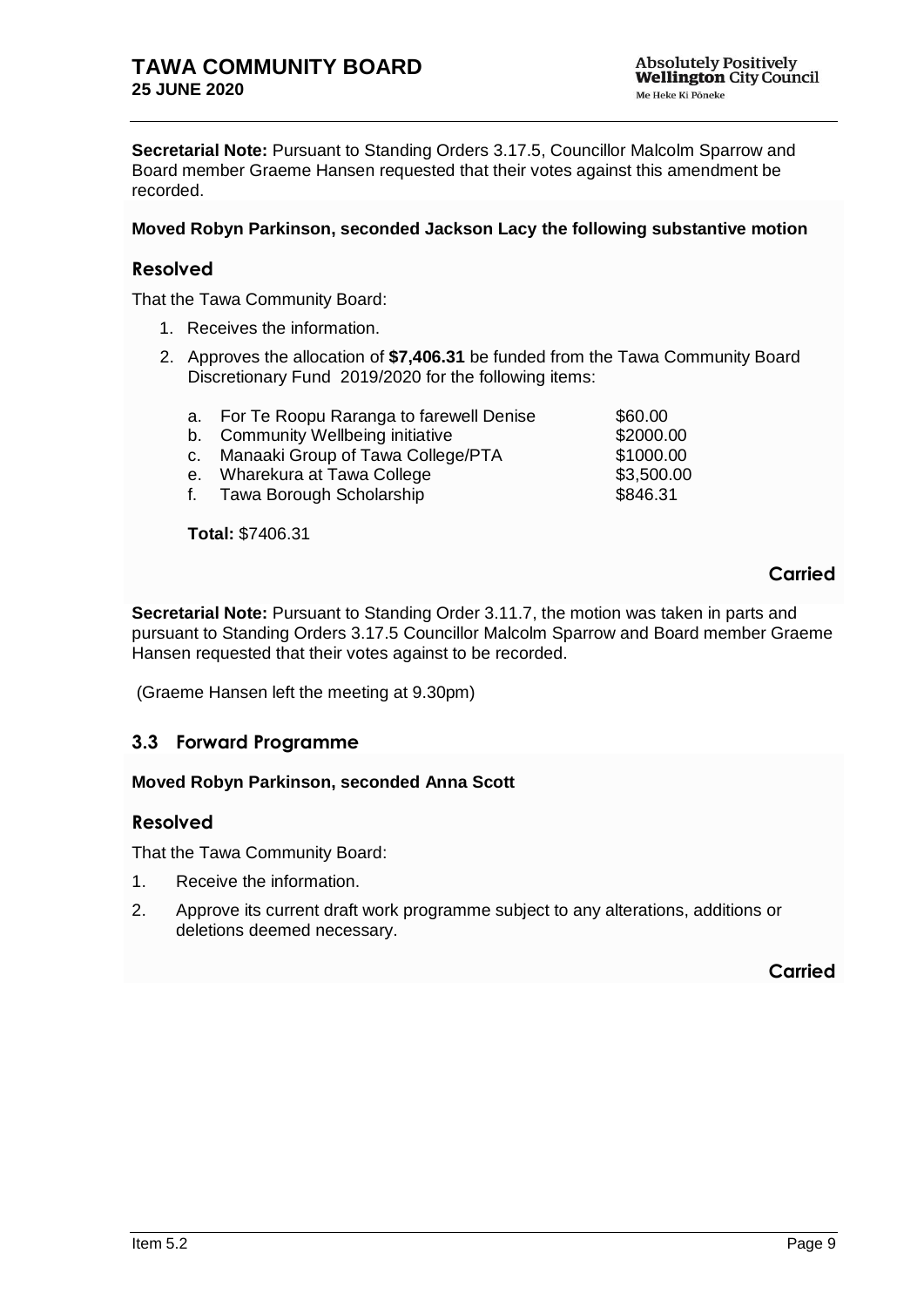**Secretarial Note:** Pursuant to Standing Orders 3.17.5, Councillor Malcolm Sparrow and Board member Graeme Hansen requested that their votes against this amendment be recorded.

**Moved Robyn Parkinson, seconded Jackson Lacy the following substantive motion**

### Resolved

That the Tawa Community Board:

1. Receives the information.
2. Approves the allocation of **$7,406.31** be funded from the Tawa Community Board Discretionary Fund 2019/2020 for the following items:

| | | |
|---|---|---|
| a. | For Te Roopu Raranga to farewell Denise | $60.00 |
| b. | Community Wellbeing initiative | $2000.00 |
| c. | Manaaki Group of Tawa College/PTA | $1000.00 |
| e. | Wharekura at Tawa College | $3,500.00 |
| f. | Tawa Borough Scholarship | $846.31 |

**Total:** $7406.31

**Carried**

**Secretarial Note:** Pursuant to Standing Order 3.11.7, the motion was taken in parts and pursuant to Standing Orders 3.17.5 Councillor Malcolm Sparrow and Board member Graeme Hansen requested that their votes against to be recorded.

(Graeme Hansen left the meeting at 9.30pm)

## 3.3 Forward Programme

**Moved Robyn Parkinson, seconded Anna Scott**

### Resolved

That the Tawa Community Board:

1. Receive the information.
2. Approve its current draft work programme subject to any alterations, additions or deletions deemed necessary.

**Carried**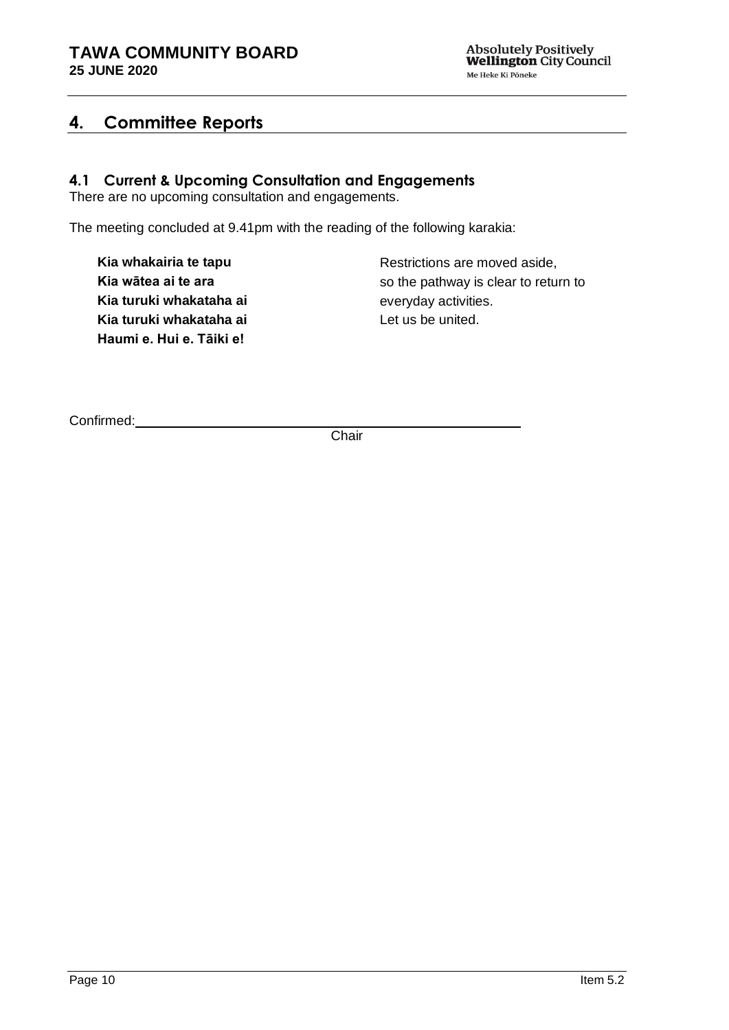## 4. Committee Reports

### 4.1 Current & Upcoming Consultation and Engagements

There are no upcoming consultation and engagements.

The meeting concluded at 9.41pm with the reading of the following karakia:

**Kia whakairia te tapu**
**Kia wātea ai te ara**
**Kia turuki whakataha ai**
**Kia turuki whakataha ai**
**Haumi e. Hui e. Tāiki e!**

Restrictions are moved aside,
so the pathway is clear to return to
everyday activities.
Let us be united.

Confirmed: ______________________________________________

Chair